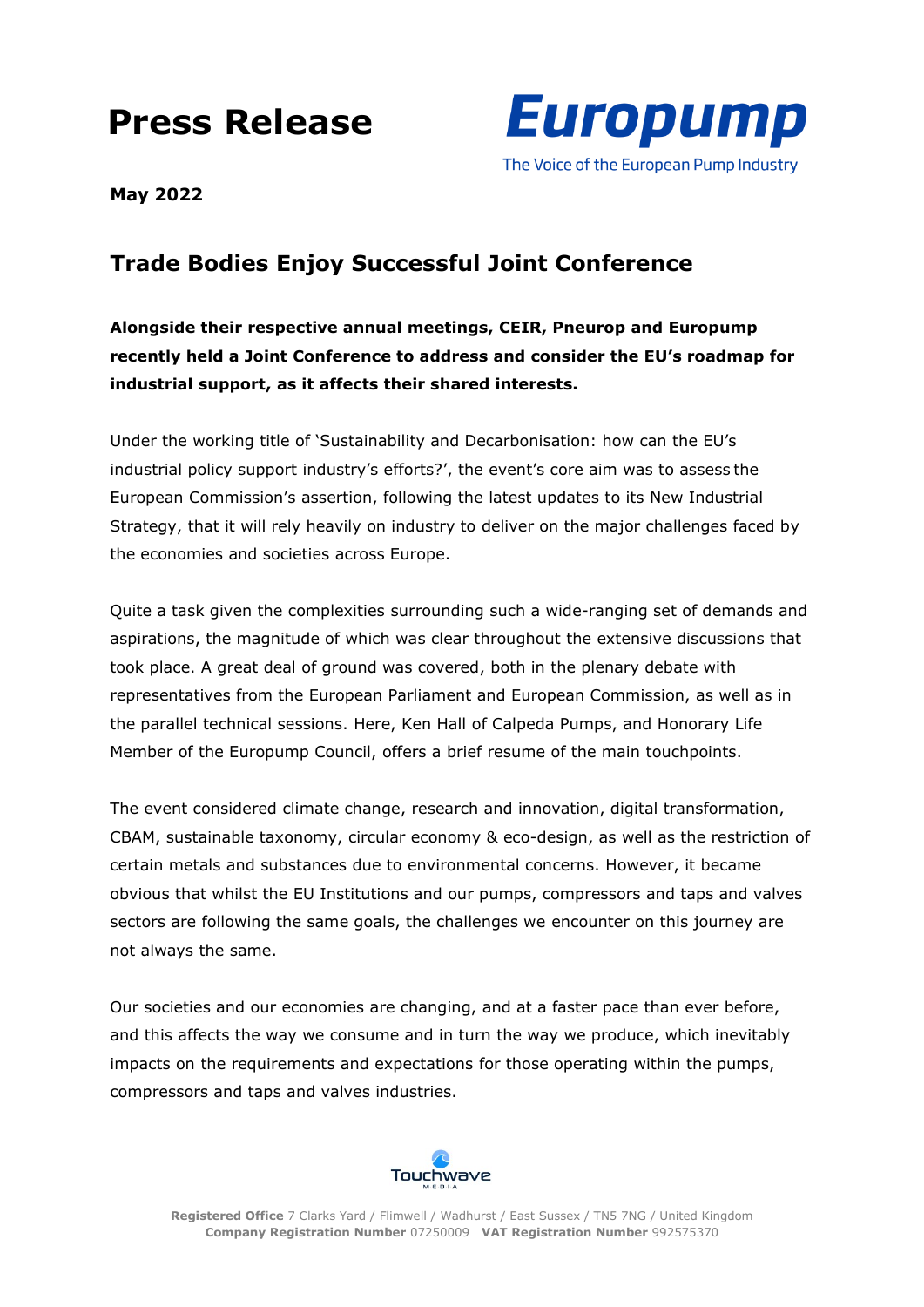# Press Release

**Europump**
The Voice of the European Pump Industry

**May 2022**

## Trade Bodies Enjoy Successful Joint Conference

**Alongside their respective annual meetings, CEIR, Pneurop and Europump recently held a Joint Conference to address and consider the EU's roadmap for industrial support, as it affects their shared interests.**

Under the working title of 'Sustainability and Decarbonisation: how can the EU's industrial policy support industry's efforts?', the event's core aim was to assess the European Commission's assertion, following the latest updates to its New Industrial Strategy, that it will rely heavily on industry to deliver on the major challenges faced by the economies and societies across Europe.

Quite a task given the complexities surrounding such a wide-ranging set of demands and aspirations, the magnitude of which was clear throughout the extensive discussions that took place. A great deal of ground was covered, both in the plenary debate with representatives from the European Parliament and European Commission, as well as in the parallel technical sessions. Here, Ken Hall of Calpeda Pumps, and Honorary Life Member of the Europump Council, offers a brief resume of the main touchpoints.

The event considered climate change, research and innovation, digital transformation, CBAM, sustainable taxonomy, circular economy & eco-design, as well as the restriction of certain metals and substances due to environmental concerns. However, it became obvious that whilst the EU Institutions and our pumps, compressors and taps and valves sectors are following the same goals, the challenges we encounter on this journey are not always the same.

Our societies and our economies are changing, and at a faster pace than ever before, and this affects the way we consume and in turn the way we produce, which inevitably impacts on the requirements and expectations for those operating within the pumps, compressors and taps and valves industries.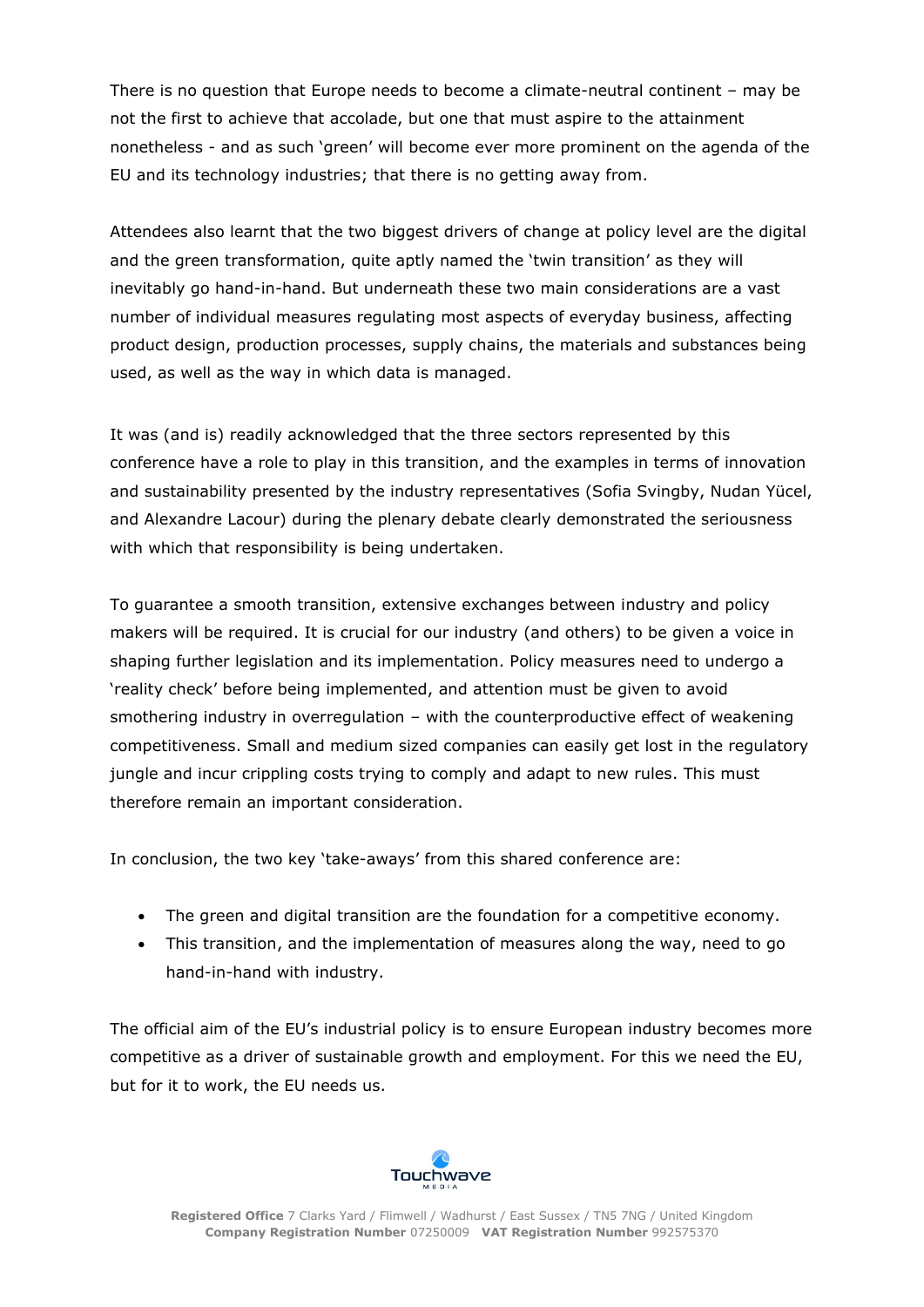There is no question that Europe needs to become a climate-neutral continent – may be not the first to achieve that accolade, but one that must aspire to the attainment nonetheless - and as such 'green' will become ever more prominent on the agenda of the EU and its technology industries; that there is no getting away from.

Attendees also learnt that the two biggest drivers of change at policy level are the digital and the green transformation, quite aptly named the 'twin transition' as they will inevitably go hand-in-hand. But underneath these two main considerations are a vast number of individual measures regulating most aspects of everyday business, affecting product design, production processes, supply chains, the materials and substances being used, as well as the way in which data is managed.

It was (and is) readily acknowledged that the three sectors represented by this conference have a role to play in this transition, and the examples in terms of innovation and sustainability presented by the industry representatives (Sofia Svingby, Nudan Yücel, and Alexandre Lacour) during the plenary debate clearly demonstrated the seriousness with which that responsibility is being undertaken.

To guarantee a smooth transition, extensive exchanges between industry and policy makers will be required. It is crucial for our industry (and others) to be given a voice in shaping further legislation and its implementation. Policy measures need to undergo a 'reality check' before being implemented, and attention must be given to avoid smothering industry in overregulation – with the counterproductive effect of weakening competitiveness. Small and medium sized companies can easily get lost in the regulatory jungle and incur crippling costs trying to comply and adapt to new rules. This must therefore remain an important consideration.

In conclusion, the two key 'take-aways' from this shared conference are:

- The green and digital transition are the foundation for a competitive economy.
- This transition, and the implementation of measures along the way, need to go hand-in-hand with industry.

The official aim of the EU's industrial policy is to ensure European industry becomes more competitive as a driver of sustainable growth and employment. For this we need the EU, but for it to work, the EU needs us.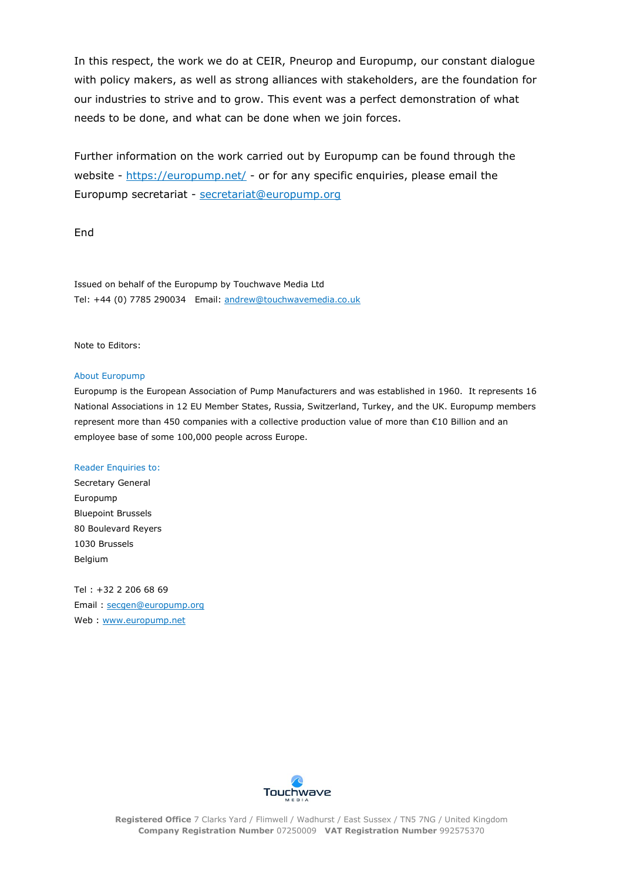In this respect, the work we do at CEIR, Pneurop and Europump, our constant dialogue with policy makers, as well as strong alliances with stakeholders, are the foundation for our industries to strive and to grow. This event was a perfect demonstration of what needs to be done, and what can be done when we join forces.

Further information on the work carried out by Europump can be found through the website - https://europump.net/ - or for any specific enquiries, please email the Europump secretariat - secretariat@europump.org

End

Issued on behalf of the Europump by Touchwave Media Ltd
Tel: +44 (0) 7785 290034 Email: andrew@touchwavemedia.co.uk

Note to Editors:

About Europump

Europump is the European Association of Pump Manufacturers and was established in 1960. It represents 16 National Associations in 12 EU Member States, Russia, Switzerland, Turkey, and the UK. Europump members represent more than 450 companies with a collective production value of more than €10 Billion and an employee base of some 100,000 people across Europe.

Reader Enquiries to:

Secretary General
Europump
Bluepoint Brussels
80 Boulevard Reyers
1030 Brussels
Belgium

Tel : +32 2 206 68 69
Email : secgen@europump.org
Web : www.europump.net

Touchwave Media

**Registered Office** 7 Clarks Yard / Flimwell / Wadhurst / East Sussex / TN5 7NG / United Kingdom
**Company Registration Number** 07250009 **VAT Registration Number** 992575370